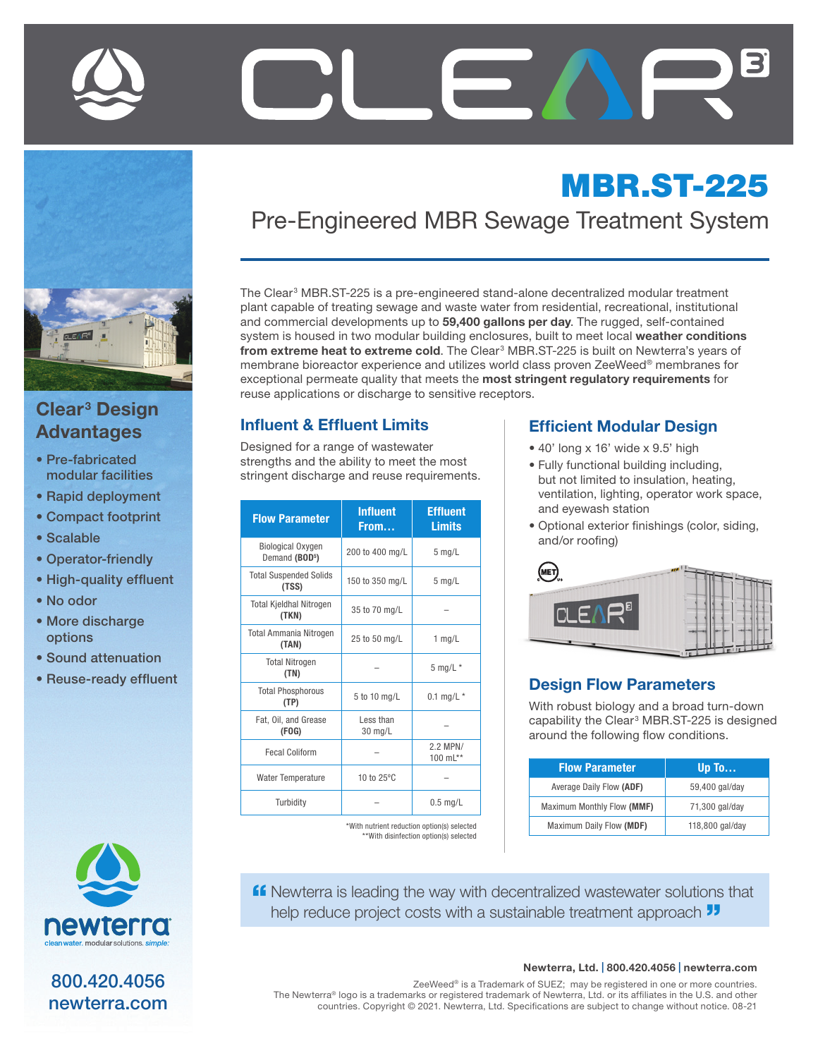# CLEAR³

# MBR.ST-225

## Pre-Engineered MBR Sewage Treatment System

The Clear³ MBR.ST-225 is a pre-engineered stand-alone decentralized modular treatment plant capable of treating sewage and waste water from residential, recreational, institutional and commercial developments up to **59,400 gallons per day**. The rugged, self-contained system is housed in two modular building enclosures, built to meet local **weather conditions from extreme heat to extreme cold**. The Clear³ MBR.ST-225 is built on Newterra's years of membrane bioreactor experience and utilizes world class proven ZeeWeed® membranes for exceptional permeate quality that meets the **most stringent regulatory requirements** for reuse applications or discharge to sensitive receptors.

### Clear³ Design Advantages

- Pre-fabricated modular facilities
- Rapid deployment
- Compact footprint
- Scalable
- Operator-friendly
- High-quality effluent
- No odor
- More discharge options
- Sound attenuation
- Reuse-ready effluent

### Influent & Effluent Limits

Designed for a range of wastewater strengths and the ability to meet the most stringent discharge and reuse requirements.

| Flow Parameter | Influent From… | Effluent Limits |
|---|---|---|
| Biological Oxygen Demand **($BOD_5$)** | 200 to 400 mg/L | 5 mg/L |
| Total Suspended Solids **(TSS)** | 150 to 350 mg/L | 5 mg/L |
| Total Kjeldhal Nitrogen **(TKN)** | 35 to 70 mg/L | – |
| Total Ammania Nitrogen **(TAN)** | 25 to 50 mg/L | 1 mg/L |
| Total Nitrogen **(TN)** | – | 5 mg/L * |
| Total Phosphorous **(TP)** | 5 to 10 mg/L | 0.1 mg/L * |
| Fat, Oil, and Grease **(FOG)** | Less than 30 mg/L | – |
| Fecal Coliform | – | 2.2 MPN/ 100 mL** |
| Water Temperature | 10 to 25°C | – |
| Turbidity | – | 0.5 mg/L |

*With nutrient reduction option(s) selected
**With disinfection option(s) selected

### Efficient Modular Design

- 40' long x 16' wide x 9.5' high
- Fully functional building including, but not limited to insulation, heating, ventilation, lighting, operator work space, and eyewash station
- Optional exterior finishings (color, siding, and/or roofing)

### Design Flow Parameters

With robust biology and a broad turn-down capability the Clear³ MBR.ST-225 is designed around the following flow conditions.

| Flow Parameter | Up To… |
|---|---|
| Average Daily Flow **(ADF)** | 59,400 gal/day |
| Maximum Monthly Flow **(MMF)** | 71,300 gal/day |
| Maximum Daily Flow **(MDF)** | 118,800 gal/day |

> “Newterra is leading the way with decentralized wastewater solutions that help reduce project costs with a sustainable treatment approach”

newterra — cleanwater. modular solutions. *simple.*

800.420.4056
newterra.com

**Newterra, Ltd. | 800.420.4056 | newterra.com**

ZeeWeed® is a Trademark of SUEZ; may be registered in one or more countries.
The Newterra® logo is a trademarks or registered trademark of Newterra, Ltd. or its affiliates in the U.S. and other countries. Copyright © 2021. Newterra, Ltd. Specifications are subject to change without notice. 08-21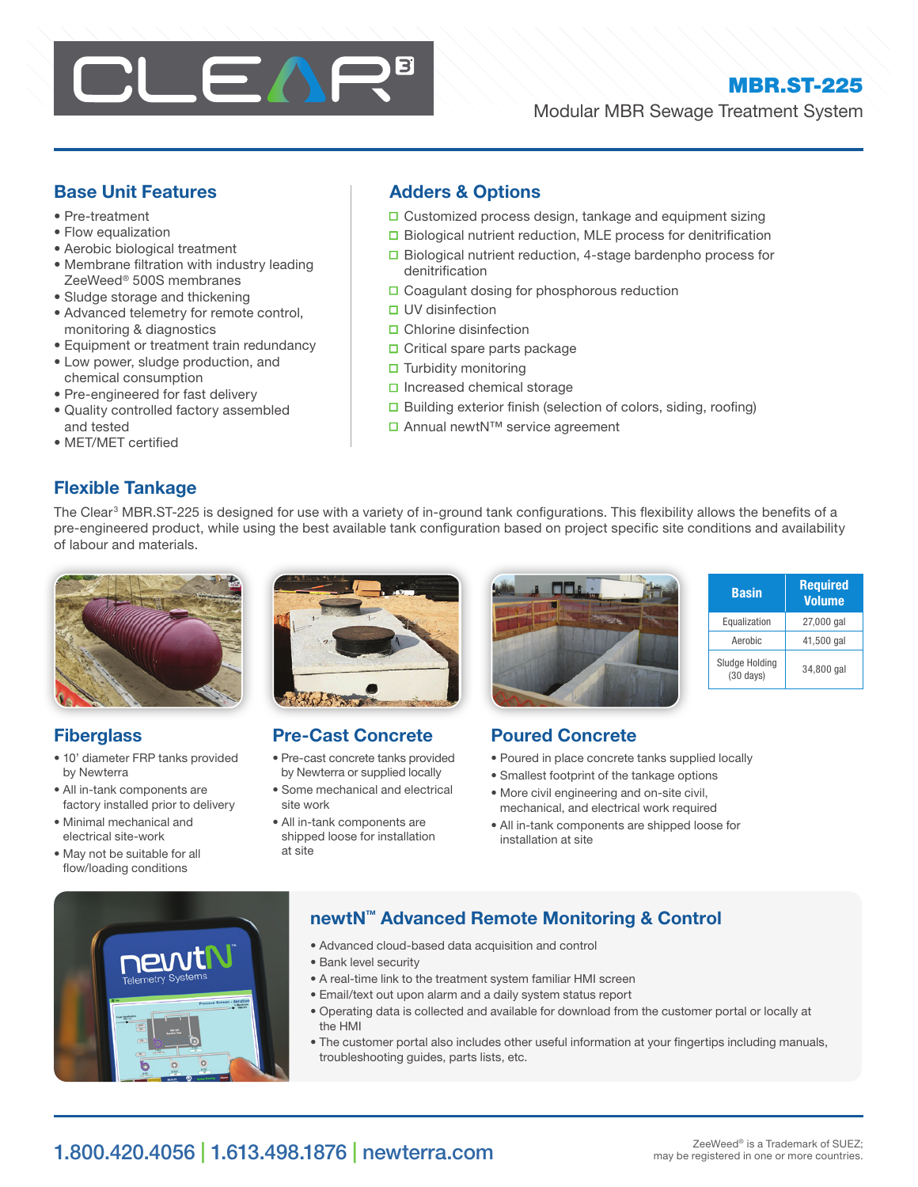# CLEAR³

## MBR.ST-225

Modular MBR Sewage Treatment System

## Base Unit Features

- Pre-treatment
- Flow equalization
- Aerobic biological treatment
- Membrane filtration with industry leading ZeeWeed® 500S membranes
- Sludge storage and thickening
- Advanced telemetry for remote control, monitoring & diagnostics
- Equipment or treatment train redundancy
- Low power, sludge production, and chemical consumption
- Pre-engineered for fast delivery
- Quality controlled factory assembled and tested
- MET/MET certified

## Adders & Options

- ☐ Customized process design, tankage and equipment sizing
- ☐ Biological nutrient reduction, MLE process for denitrification
- ☐ Biological nutrient reduction, 4-stage bardenpho process for denitrification
- ☐ Coagulant dosing for phosphorous reduction
- ☐ UV disinfection
- ☐ Chlorine disinfection
- ☐ Critical spare parts package
- ☐ Turbidity monitoring
- ☐ Increased chemical storage
- ☐ Building exterior finish (selection of colors, siding, roofing)
- ☐ Annual newtN™ service agreement

## Flexible Tankage

The Clear³ MBR.ST-225 is designed for use with a variety of in-ground tank configurations. This flexibility allows the benefits of a pre-engineered product, while using the best available tank configuration based on project specific site conditions and availability of labour and materials.

| Basin | Required Volume |
|---|---|
| Equalization | 27,000 gal |
| Aerobic | 41,500 gal |
| Sludge Holding (30 days) | 34,800 gal |

### Fiberglass

- 10' diameter FRP tanks provided by Newterra
- All in-tank components are factory installed prior to delivery
- Minimal mechanical and electrical site-work
- May not be suitable for all flow/loading conditions

### Pre-Cast Concrete

- Pre-cast concrete tanks provided by Newterra or supplied locally
- Some mechanical and electrical site work
- All in-tank components are shipped loose for installation at site

### Poured Concrete

- Poured in place concrete tanks supplied locally
- Smallest footprint of the tankage options
- More civil engineering and on-site civil, mechanical, and electrical work required
- All in-tank components are shipped loose for installation at site

## newtN™ Advanced Remote Monitoring & Control

- Advanced cloud-based data acquisition and control
- Bank level security
- A real-time link to the treatment system familiar HMI screen
- Email/text out upon alarm and a daily system status report
- Operating data is collected and available for download from the customer portal or locally at the HMI
- The customer portal also includes other useful information at your fingertips including manuals, troubleshooting guides, parts lists, etc.

1.800.420.4056 | 1.613.498.1876 | newterra.com

ZeeWeed® is a Trademark of SUEZ; may be registered in one or more countries.